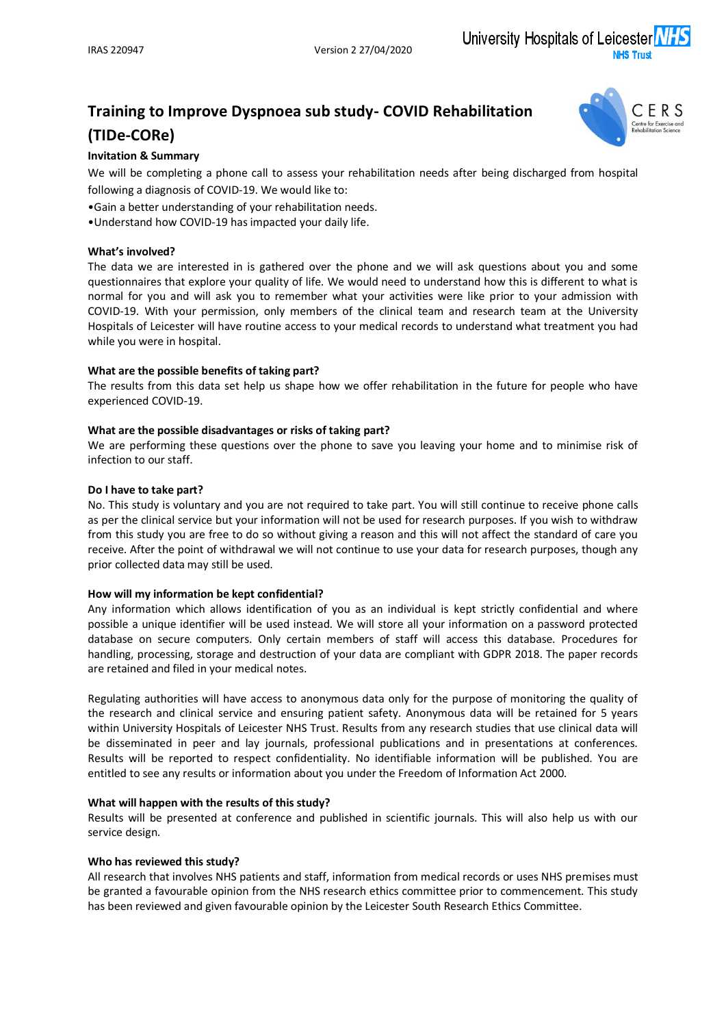# Training to Improve Dyspnoea sub study- COVID Rehabilitation (TIDe-CORe)

**Invitation & Summary**

We will be completing a phone call to assess your rehabilitation needs after being discharged from hospital following a diagnosis of COVID-19. We would like to:

- Gain a better understanding of your rehabilitation needs.
- Understand how COVID-19 has impacted your daily life.

**What's involved?**

The data we are interested in is gathered over the phone and we will ask questions about you and some questionnaires that explore your quality of life. We would need to understand how this is different to what is normal for you and will ask you to remember what your activities were like prior to your admission with COVID-19. With your permission, only members of the clinical team and research team at the University Hospitals of Leicester will have routine access to your medical records to understand what treatment you had while you were in hospital.

**What are the possible benefits of taking part?**

The results from this data set help us shape how we offer rehabilitation in the future for people who have experienced COVID-19.

**What are the possible disadvantages or risks of taking part?**

We are performing these questions over the phone to save you leaving your home and to minimise risk of infection to our staff.

**Do I have to take part?**

No. This study is voluntary and you are not required to take part. You will still continue to receive phone calls as per the clinical service but your information will not be used for research purposes. If you wish to withdraw from this study you are free to do so without giving a reason and this will not affect the standard of care you receive. After the point of withdrawal we will not continue to use your data for research purposes, though any prior collected data may still be used.

**How will my information be kept confidential?**

Any information which allows identification of you as an individual is kept strictly confidential and where possible a unique identifier will be used instead. We will store all your information on a password protected database on secure computers. Only certain members of staff will access this database. Procedures for handling, processing, storage and destruction of your data are compliant with GDPR 2018. The paper records are retained and filed in your medical notes.

Regulating authorities will have access to anonymous data only for the purpose of monitoring the quality of the research and clinical service and ensuring patient safety. Anonymous data will be retained for 5 years within University Hospitals of Leicester NHS Trust. Results from any research studies that use clinical data will be disseminated in peer and lay journals, professional publications and in presentations at conferences. Results will be reported to respect confidentiality. No identifiable information will be published. You are entitled to see any results or information about you under the Freedom of Information Act 2000.

**What will happen with the results of this study?**

Results will be presented at conference and published in scientific journals. This will also help us with our service design.

**Who has reviewed this study?**

All research that involves NHS patients and staff, information from medical records or uses NHS premises must be granted a favourable opinion from the NHS research ethics committee prior to commencement. This study has been reviewed and given favourable opinion by the Leicester South Research Ethics Committee.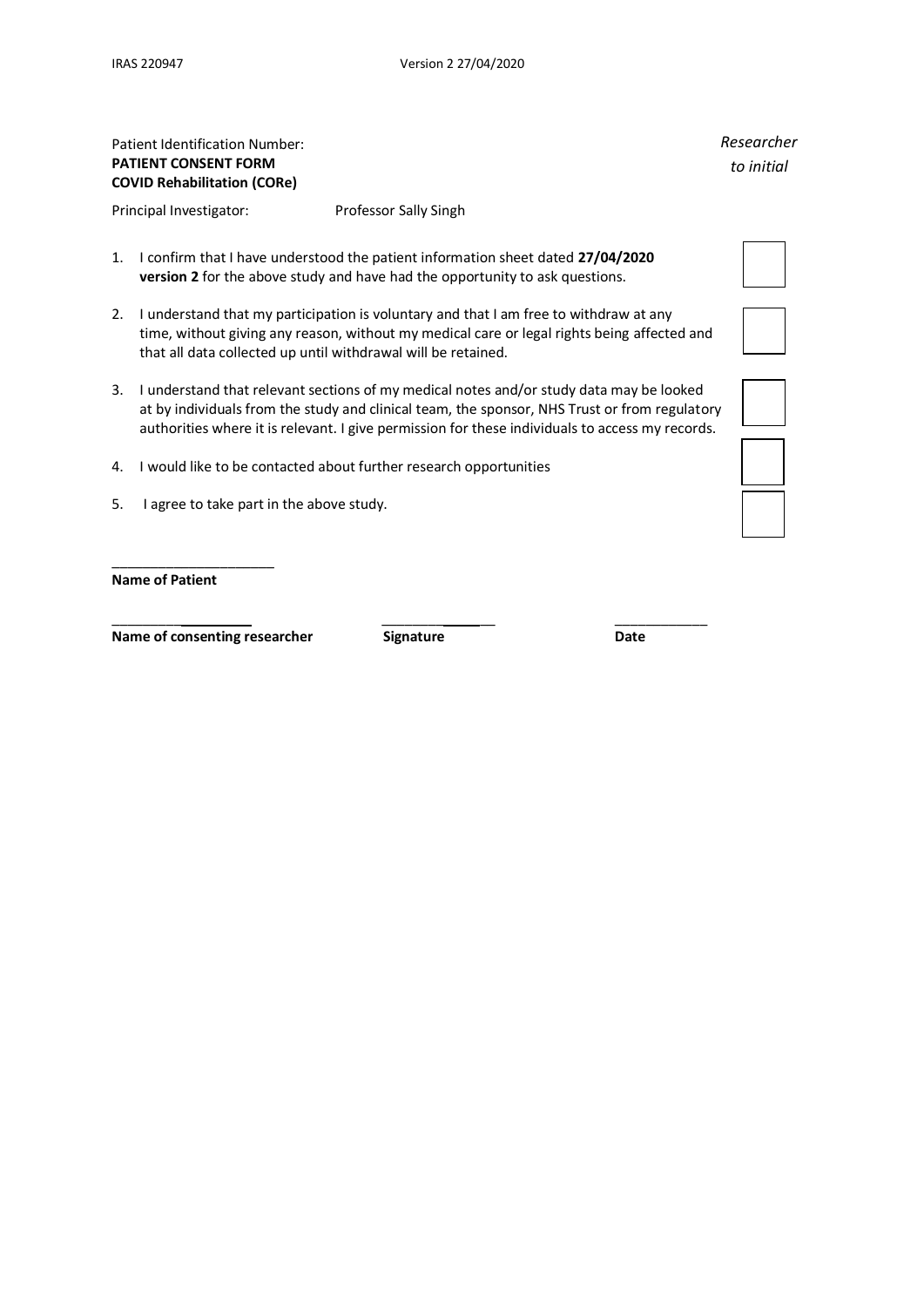Patient Identification Number:

**PATIENT CONSENT FORM**

**COVID Rehabilitation (CORe)**

*Researcher to initial*

Principal Investigator: Professor Sally Singh

1. I confirm that I have understood the patient information sheet dated **27/04/2020 version 2** for the above study and have had the opportunity to ask questions. ☐
2. I understand that my participation is voluntary and that I am free to withdraw at any time, without giving any reason, without my medical care or legal rights being affected and that all data collected up until withdrawal will be retained. ☐
3. I understand that relevant sections of my medical notes and/or study data may be looked at by individuals from the study and clinical team, the sponsor, NHS Trust or from regulatory authorities where it is relevant. I give permission for these individuals to access my records. ☐
4. I would like to be contacted about further research opportunities ☐
5. I agree to take part in the above study. ☐

_____________________

**Name of Patient**

| | | |
|---|---|---|
| _________________ | _____________ | ____________ |
| **Name of consenting researcher** | **Signature** | **Date** |